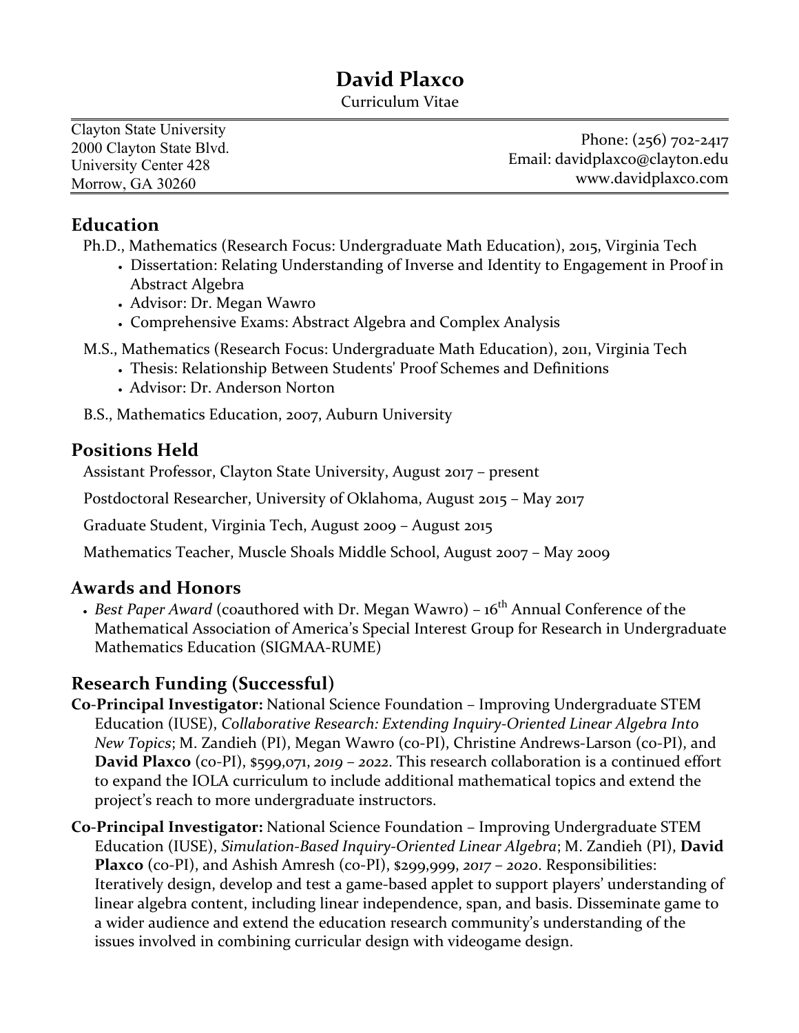# David Plaxco

Curriculum Vitae

Clayton State University
2000 Clayton State Blvd.
University Center 428
Morrow, GA 30260

Phone: (256) 702-2417
Email: davidplaxco@clayton.edu
www.davidplaxco.com

## Education

Ph.D., Mathematics (Research Focus: Undergraduate Math Education), 2015, Virginia Tech

- Dissertation: Relating Understanding of Inverse and Identity to Engagement in Proof in Abstract Algebra
- Advisor: Dr. Megan Wawro
- Comprehensive Exams: Abstract Algebra and Complex Analysis

M.S., Mathematics (Research Focus: Undergraduate Math Education), 2011, Virginia Tech

- Thesis: Relationship Between Students' Proof Schemes and Definitions
- Advisor: Dr. Anderson Norton

B.S., Mathematics Education, 2007, Auburn University

## Positions Held

Assistant Professor, Clayton State University, August 2017 – present

Postdoctoral Researcher, University of Oklahoma, August 2015 – May 2017

Graduate Student, Virginia Tech, August 2009 – August 2015

Mathematics Teacher, Muscle Shoals Middle School, August 2007 – May 2009

## Awards and Honors

- *Best Paper Award* (coauthored with Dr. Megan Wawro) – 16th Annual Conference of the Mathematical Association of America's Special Interest Group for Research in Undergraduate Mathematics Education (SIGMAA-RUME)

## Research Funding (Successful)

**Co-Principal Investigator:** National Science Foundation – Improving Undergraduate STEM Education (IUSE), *Collaborative Research: Extending Inquiry-Oriented Linear Algebra Into New Topics*; M. Zandieh (PI), Megan Wawro (co-PI), Christine Andrews-Larson (co-PI), and **David Plaxco** (co-PI), $599,071, *2019 – 2022*. This research collaboration is a continued effort to expand the IOLA curriculum to include additional mathematical topics and extend the project's reach to more undergraduate instructors.

**Co-Principal Investigator:** National Science Foundation – Improving Undergraduate STEM Education (IUSE), *Simulation-Based Inquiry-Oriented Linear Algebra*; M. Zandieh (PI), **David Plaxco** (co-PI), and Ashish Amresh (co-PI), $299,999, *2017 – 2020*. Responsibilities: Iteratively design, develop and test a game-based applet to support players' understanding of linear algebra content, including linear independence, span, and basis. Disseminate game to a wider audience and extend the education research community's understanding of the issues involved in combining curricular design with videogame design.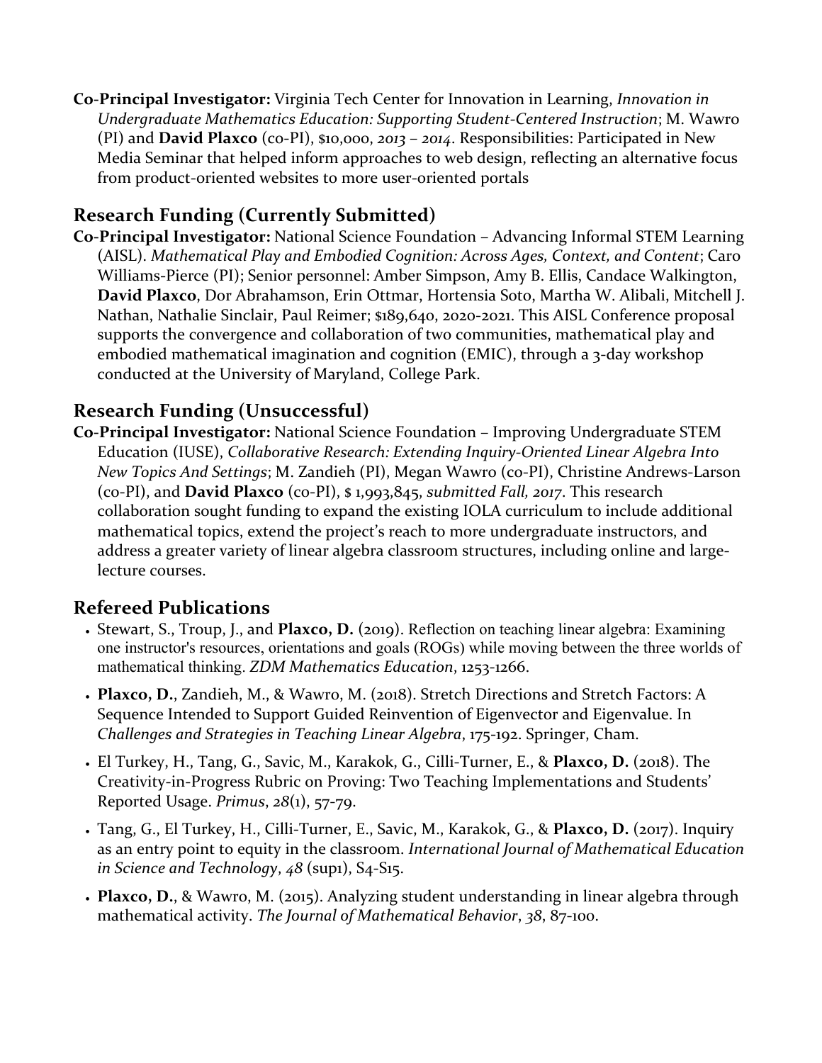**Co-Principal Investigator:** Virginia Tech Center for Innovation in Learning, *Innovation in Undergraduate Mathematics Education: Supporting Student-Centered Instruction*; M. Wawro (PI) and **David Plaxco** (co-PI), $10,000, *2013 – 2014*. Responsibilities: Participated in New Media Seminar that helped inform approaches to web design, reflecting an alternative focus from product-oriented websites to more user-oriented portals

## Research Funding (Currently Submitted)

**Co-Principal Investigator:** National Science Foundation – Advancing Informal STEM Learning (AISL). *Mathematical Play and Embodied Cognition: Across Ages, Context, and Content*; Caro Williams-Pierce (PI); Senior personnel: Amber Simpson, Amy B. Ellis, Candace Walkington, **David Plaxco**, Dor Abrahamson, Erin Ottmar, Hortensia Soto, Martha W. Alibali, Mitchell J. Nathan, Nathalie Sinclair, Paul Reimer; $189,640, 2020-2021. This AISL Conference proposal supports the convergence and collaboration of two communities, mathematical play and embodied mathematical imagination and cognition (EMIC), through a 3-day workshop conducted at the University of Maryland, College Park.

## Research Funding (Unsuccessful)

**Co-Principal Investigator:** National Science Foundation – Improving Undergraduate STEM Education (IUSE), *Collaborative Research: Extending Inquiry-Oriented Linear Algebra Into New Topics And Settings*; M. Zandieh (PI), Megan Wawro (co-PI), Christine Andrews-Larson (co-PI), and **David Plaxco** (co-PI), $ 1,993,845, *submitted Fall, 2017*. This research collaboration sought funding to expand the existing IOLA curriculum to include additional mathematical topics, extend the project's reach to more undergraduate instructors, and address a greater variety of linear algebra classroom structures, including online and large-lecture courses.

## Refereed Publications

- Stewart, S., Troup, J., and **Plaxco, D.** (2019). Reflection on teaching linear algebra: Examining one instructor's resources, orientations and goals (ROGs) while moving between the three worlds of mathematical thinking. *ZDM Mathematics Education*, 1253-1266.
- **Plaxco, D.**, Zandieh, M., & Wawro, M. (2018). Stretch Directions and Stretch Factors: A Sequence Intended to Support Guided Reinvention of Eigenvector and Eigenvalue. In *Challenges and Strategies in Teaching Linear Algebra*, 175-192. Springer, Cham.
- El Turkey, H., Tang, G., Savic, M., Karakok, G., Cilli-Turner, E., & **Plaxco, D.** (2018). The Creativity-in-Progress Rubric on Proving: Two Teaching Implementations and Students' Reported Usage. *Primus*, *28*(1), 57-79.
- Tang, G., El Turkey, H., Cilli-Turner, E., Savic, M., Karakok, G., & **Plaxco, D.** (2017). Inquiry as an entry point to equity in the classroom. *International Journal of Mathematical Education in Science and Technology*, *48* (sup1), S4-S15.
- **Plaxco, D.**, & Wawro, M. (2015). Analyzing student understanding in linear algebra through mathematical activity. *The Journal of Mathematical Behavior*, *38*, 87-100.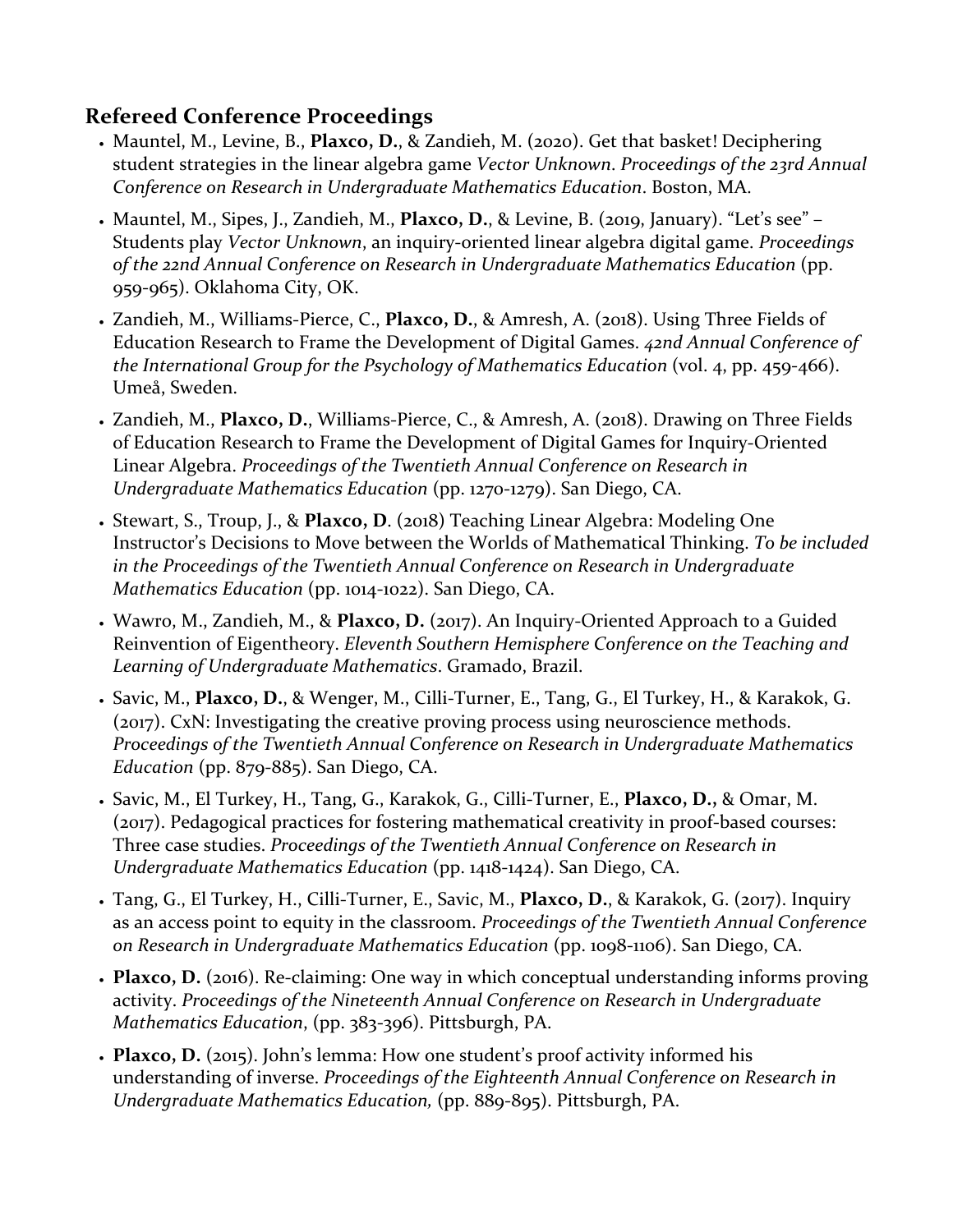## Refereed Conference Proceedings

- Mauntel, M., Levine, B., **Plaxco, D.**, & Zandieh, M. (2020). Get that basket! Deciphering student strategies in the linear algebra game *Vector Unknown*. *Proceedings of the 23rd Annual Conference on Research in Undergraduate Mathematics Education*. Boston, MA.
- Mauntel, M., Sipes, J., Zandieh, M., **Plaxco, D.**, & Levine, B. (2019, January). "Let's see" – Students play *Vector Unknown*, an inquiry-oriented linear algebra digital game. *Proceedings of the 22nd Annual Conference on Research in Undergraduate Mathematics Education* (pp. 959-965). Oklahoma City, OK.
- Zandieh, M., Williams-Pierce, C., **Plaxco, D.**, & Amresh, A. (2018). Using Three Fields of Education Research to Frame the Development of Digital Games. *42nd Annual Conference of the International Group for the Psychology of Mathematics Education* (vol. 4, pp. 459-466). Umeå, Sweden.
- Zandieh, M., **Plaxco, D.**, Williams-Pierce, C., & Amresh, A. (2018). Drawing on Three Fields of Education Research to Frame the Development of Digital Games for Inquiry-Oriented Linear Algebra. *Proceedings of the Twentieth Annual Conference on Research in Undergraduate Mathematics Education* (pp. 1270-1279). San Diego, CA.
- Stewart, S., Troup, J., & **Plaxco, D**. (2018) Teaching Linear Algebra: Modeling One Instructor's Decisions to Move between the Worlds of Mathematical Thinking. *To be included in the Proceedings of the Twentieth Annual Conference on Research in Undergraduate Mathematics Education* (pp. 1014-1022). San Diego, CA.
- Wawro, M., Zandieh, M., & **Plaxco, D.** (2017). An Inquiry-Oriented Approach to a Guided Reinvention of Eigentheory. *Eleventh Southern Hemisphere Conference on the Teaching and Learning of Undergraduate Mathematics*. Gramado, Brazil.
- Savic, M., **Plaxco, D.**, & Wenger, M., Cilli-Turner, E., Tang, G., El Turkey, H., & Karakok, G. (2017). CxN: Investigating the creative proving process using neuroscience methods. *Proceedings of the Twentieth Annual Conference on Research in Undergraduate Mathematics Education* (pp. 879-885). San Diego, CA.
- Savic, M., El Turkey, H., Tang, G., Karakok, G., Cilli-Turner, E., **Plaxco, D.,** & Omar, M. (2017). Pedagogical practices for fostering mathematical creativity in proof-based courses: Three case studies. *Proceedings of the Twentieth Annual Conference on Research in Undergraduate Mathematics Education* (pp. 1418-1424). San Diego, CA.
- Tang, G., El Turkey, H., Cilli-Turner, E., Savic, M., **Plaxco, D.**, & Karakok, G. (2017). Inquiry as an access point to equity in the classroom. *Proceedings of the Twentieth Annual Conference on Research in Undergraduate Mathematics Education* (pp. 1098-1106). San Diego, CA.
- **Plaxco, D.** (2016). Re-claiming: One way in which conceptual understanding informs proving activity. *Proceedings of the Nineteenth Annual Conference on Research in Undergraduate Mathematics Education*, (pp. 383-396). Pittsburgh, PA.
- **Plaxco, D.** (2015). John's lemma: How one student's proof activity informed his understanding of inverse. *Proceedings of the Eighteenth Annual Conference on Research in Undergraduate Mathematics Education,* (pp. 889-895). Pittsburgh, PA.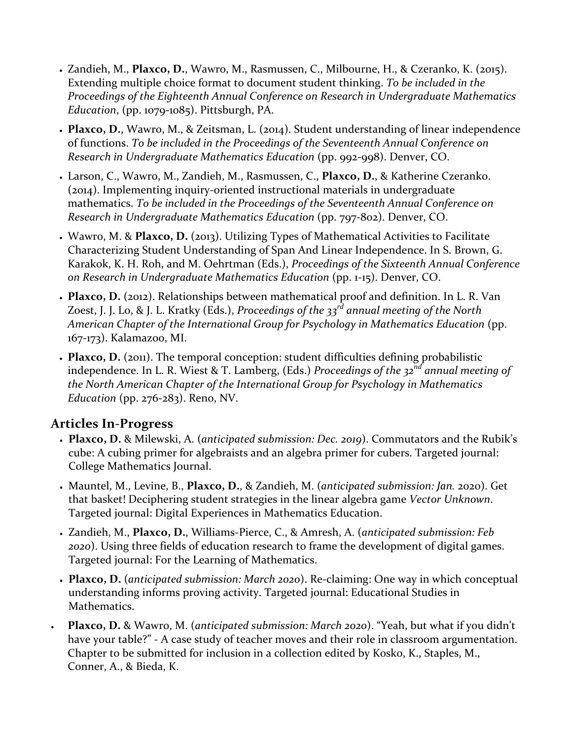- Zandieh, M., **Plaxco, D.**, Wawro, M., Rasmussen, C., Milbourne, H., & Czeranko, K. (2015). Extending multiple choice format to document student thinking. *To be included in the Proceedings of the Eighteenth Annual Conference on Research in Undergraduate Mathematics Education*, (pp. 1079-1085). Pittsburgh, PA.
- **Plaxco, D.**, Wawro, M., & Zeitsman, L. (2014). Student understanding of linear independence of functions. *To be included in the Proceedings of the Seventeenth Annual Conference on Research in Undergraduate Mathematics Education* (pp. 992-998). Denver, CO.
- Larson, C., Wawro, M., Zandieh, M., Rasmussen, C., **Plaxco, D.**, & Katherine Czeranko. (2014). Implementing inquiry-oriented instructional materials in undergraduate mathematics. *To be included in the Proceedings of the Seventeenth Annual Conference on Research in Undergraduate Mathematics Education* (pp. 797-802). Denver, CO.
- Wawro, M. & **Plaxco, D.** (2013). Utilizing Types of Mathematical Activities to Facilitate Characterizing Student Understanding of Span And Linear Independence. In S. Brown, G. Karakok, K. H. Roh, and M. Oehrtman (Eds.), *Proceedings of the Sixteenth Annual Conference on Research in Undergraduate Mathematics Education* (pp. 1-15). Denver, CO.
- **Plaxco, D.** (2012). Relationships between mathematical proof and definition. In L. R. Van Zoest, J. J. Lo, & J. L. Kratky (Eds.), *Proceedings of the 33rd annual meeting of the North American Chapter of the International Group for Psychology in Mathematics Education* (pp. 167-173). Kalamazoo, MI.
- **Plaxco, D.** (2011). The temporal conception: student difficulties defining probabilistic independence. In L. R. Wiest & T. Lamberg, (Eds.) *Proceedings of the 32nd annual meeting of the North American Chapter of the International Group for Psychology in Mathematics Education* (pp. 276-283). Reno, NV.

## Articles In-Progress

- **Plaxco, D.** & Milewski, A. (*anticipated submission: Dec. 2019*). Commutators and the Rubik's cube: A cubing primer for algebraists and an algebra primer for cubers. Targeted journal: College Mathematics Journal.
- Mauntel, M., Levine, B., **Plaxco, D.**, & Zandieh, M. (*anticipated submission: Jan. 2020*). Get that basket! Deciphering student strategies in the linear algebra game *Vector Unknown*. Targeted journal: Digital Experiences in Mathematics Education.
- Zandieh, M., **Plaxco, D.**, Williams-Pierce, C., & Amresh, A. (*anticipated submission: Feb 2020*). Using three fields of education research to frame the development of digital games. Targeted journal: For the Learning of Mathematics.
- **Plaxco, D.** (*anticipated submission: March 2020*). Re-claiming: One way in which conceptual understanding informs proving activity. Targeted journal: Educational Studies in Mathematics.
- **Plaxco, D.** & Wawro, M. (*anticipated submission: March 2020*). "Yeah, but what if you didn't have your table?" - A case study of teacher moves and their role in classroom argumentation. Chapter to be submitted for inclusion in a collection edited by Kosko, K., Staples, M., Conner, A., & Bieda, K.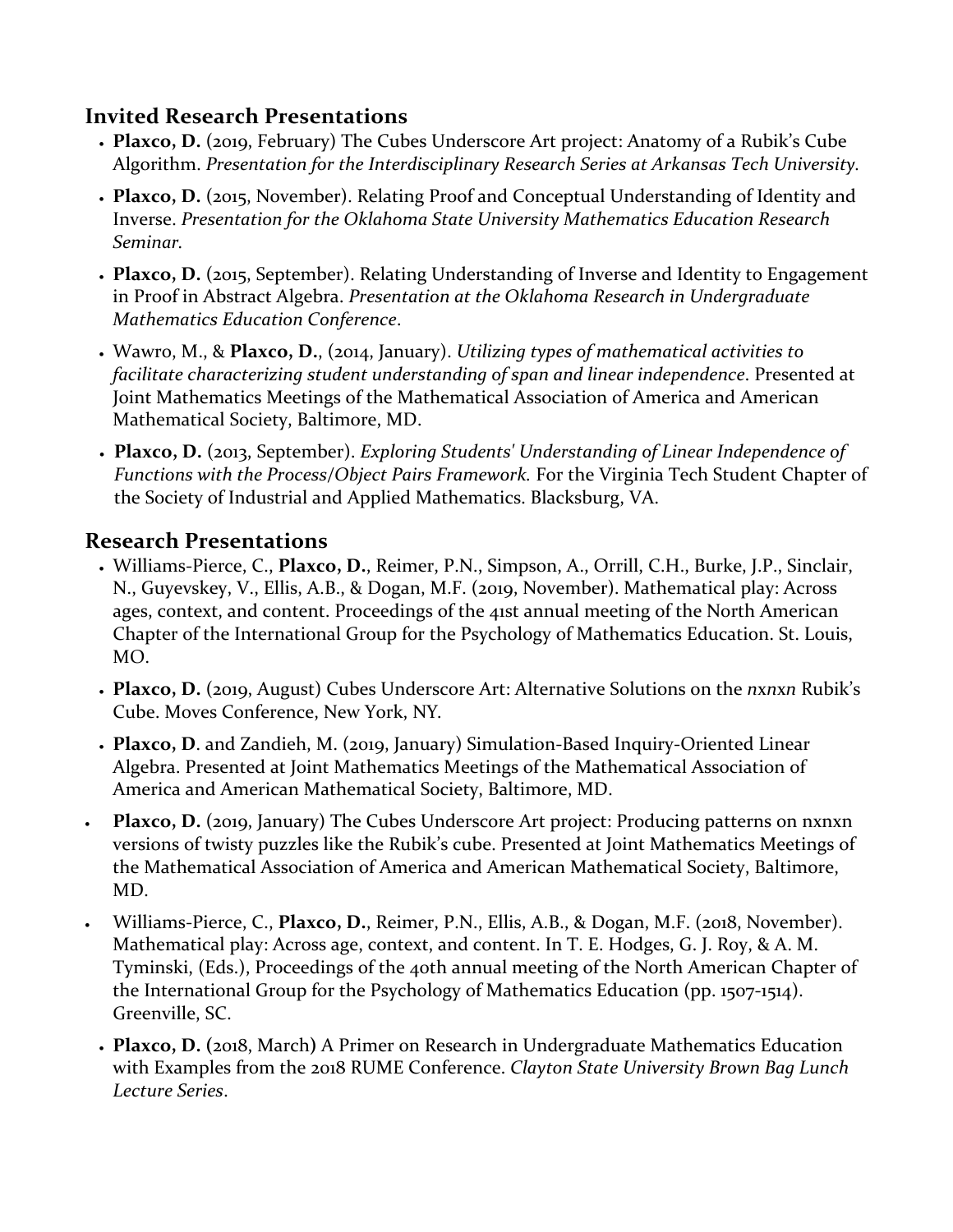## Invited Research Presentations

- **Plaxco, D.** (2019, February) The Cubes Underscore Art project: Anatomy of a Rubik's Cube Algorithm. *Presentation for the Interdisciplinary Research Series at Arkansas Tech University.*
- **Plaxco, D.** (2015, November). Relating Proof and Conceptual Understanding of Identity and Inverse. *Presentation for the Oklahoma State University Mathematics Education Research Seminar.*
- **Plaxco, D.** (2015, September). Relating Understanding of Inverse and Identity to Engagement in Proof in Abstract Algebra. *Presentation at the Oklahoma Research in Undergraduate Mathematics Education Conference*.
- Wawro, M., & **Plaxco, D.**, (2014, January). *Utilizing types of mathematical activities to facilitate characterizing student understanding of span and linear independence*. Presented at Joint Mathematics Meetings of the Mathematical Association of America and American Mathematical Society, Baltimore, MD.
- **Plaxco, D.** (2013, September). *Exploring Students' Understanding of Linear Independence of Functions with the Process/Object Pairs Framework.* For the Virginia Tech Student Chapter of the Society of Industrial and Applied Mathematics. Blacksburg, VA.

## Research Presentations

- Williams-Pierce, C., **Plaxco, D.**, Reimer, P.N., Simpson, A., Orrill, C.H., Burke, J.P., Sinclair, N., Guyevskey, V., Ellis, A.B., & Dogan, M.F. (2019, November). Mathematical play: Across ages, context, and content. Proceedings of the 41st annual meeting of the North American Chapter of the International Group for the Psychology of Mathematics Education. St. Louis, MO.
- **Plaxco, D.** (2019, August) Cubes Underscore Art: Alternative Solutions on the *nxnxn* Rubik's Cube. Moves Conference, New York, NY.
- **Plaxco, D**. and Zandieh, M. (2019, January) Simulation-Based Inquiry-Oriented Linear Algebra. Presented at Joint Mathematics Meetings of the Mathematical Association of America and American Mathematical Society, Baltimore, MD.
- **Plaxco, D.** (2019, January) The Cubes Underscore Art project: Producing patterns on nxnxn versions of twisty puzzles like the Rubik's cube. Presented at Joint Mathematics Meetings of the Mathematical Association of America and American Mathematical Society, Baltimore, MD.
- Williams-Pierce, C., **Plaxco, D.**, Reimer, P.N., Ellis, A.B., & Dogan, M.F. (2018, November). Mathematical play: Across age, context, and content. In T. E. Hodges, G. J. Roy, & A. M. Tyminski, (Eds.), Proceedings of the 40th annual meeting of the North American Chapter of the International Group for the Psychology of Mathematics Education (pp. 1507-1514). Greenville, SC.
- **Plaxco, D. (**2018, March**)** A Primer on Research in Undergraduate Mathematics Education with Examples from the 2018 RUME Conference. *Clayton State University Brown Bag Lunch Lecture Series*.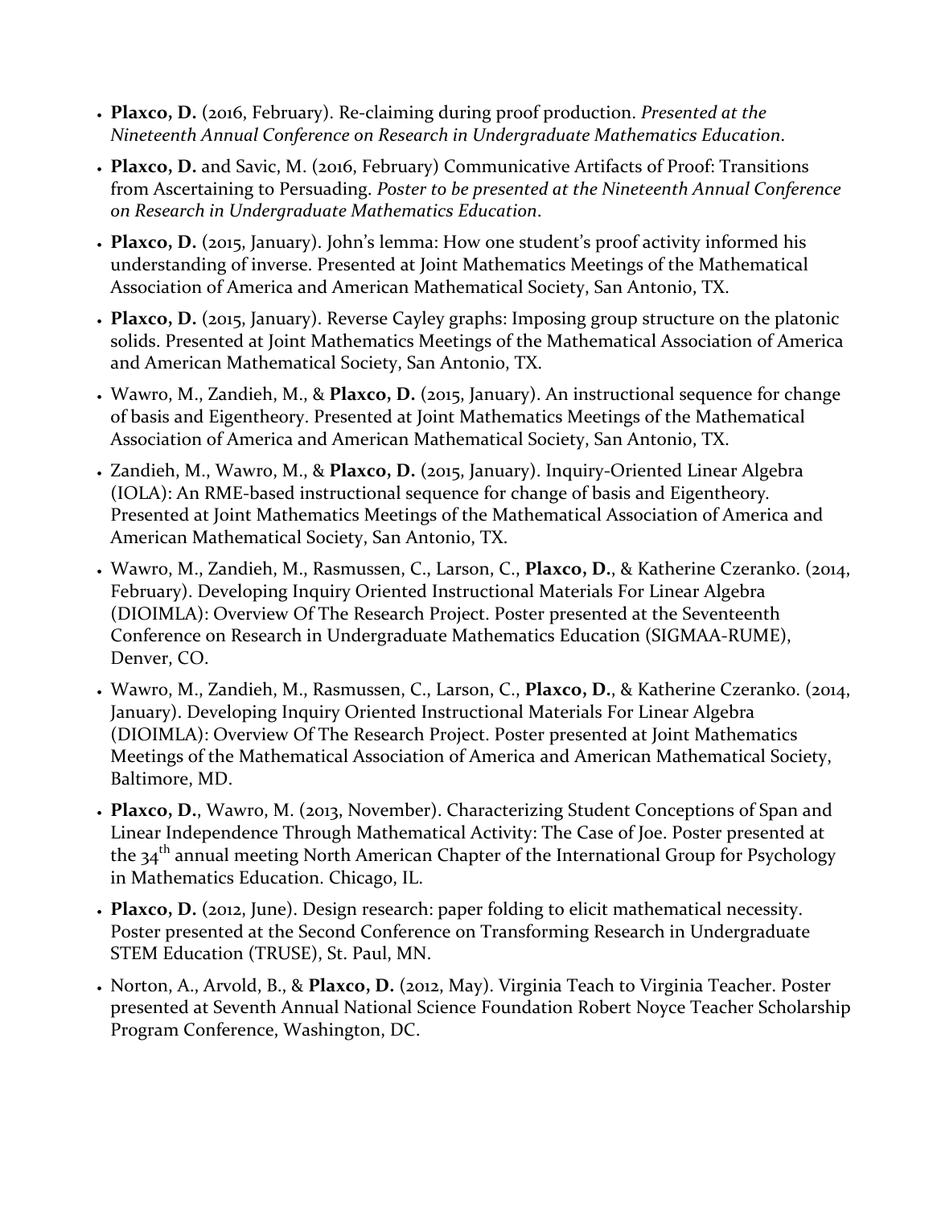- **Plaxco, D.** (2016, February). Re-claiming during proof production. *Presented at the Nineteenth Annual Conference on Research in Undergraduate Mathematics Education*.
- **Plaxco, D.** and Savic, M. (2016, February) Communicative Artifacts of Proof: Transitions from Ascertaining to Persuading. *Poster to be presented at the Nineteenth Annual Conference on Research in Undergraduate Mathematics Education*.
- **Plaxco, D.** (2015, January). John's lemma: How one student's proof activity informed his understanding of inverse. Presented at Joint Mathematics Meetings of the Mathematical Association of America and American Mathematical Society, San Antonio, TX.
- **Plaxco, D.** (2015, January). Reverse Cayley graphs: Imposing group structure on the platonic solids. Presented at Joint Mathematics Meetings of the Mathematical Association of America and American Mathematical Society, San Antonio, TX.
- Wawro, M., Zandieh, M., & **Plaxco, D.** (2015, January). An instructional sequence for change of basis and Eigentheory. Presented at Joint Mathematics Meetings of the Mathematical Association of America and American Mathematical Society, San Antonio, TX.
- Zandieh, M., Wawro, M., & **Plaxco, D.** (2015, January). Inquiry-Oriented Linear Algebra (IOLA): An RME-based instructional sequence for change of basis and Eigentheory. Presented at Joint Mathematics Meetings of the Mathematical Association of America and American Mathematical Society, San Antonio, TX.
- Wawro, M., Zandieh, M., Rasmussen, C., Larson, C., **Plaxco, D.**, & Katherine Czeranko. (2014, February). Developing Inquiry Oriented Instructional Materials For Linear Algebra (DIOIMLA): Overview Of The Research Project. Poster presented at the Seventeenth Conference on Research in Undergraduate Mathematics Education (SIGMAA-RUME), Denver, CO.
- Wawro, M., Zandieh, M., Rasmussen, C., Larson, C., **Plaxco, D.**, & Katherine Czeranko. (2014, January). Developing Inquiry Oriented Instructional Materials For Linear Algebra (DIOIMLA): Overview Of The Research Project. Poster presented at Joint Mathematics Meetings of the Mathematical Association of America and American Mathematical Society, Baltimore, MD.
- **Plaxco, D.**, Wawro, M. (2013, November). Characterizing Student Conceptions of Span and Linear Independence Through Mathematical Activity: The Case of Joe. Poster presented at the 34th annual meeting North American Chapter of the International Group for Psychology in Mathematics Education. Chicago, IL.
- **Plaxco, D.** (2012, June). Design research: paper folding to elicit mathematical necessity. Poster presented at the Second Conference on Transforming Research in Undergraduate STEM Education (TRUSE), St. Paul, MN.
- Norton, A., Arvold, B., & **Plaxco, D.** (2012, May). Virginia Teach to Virginia Teacher. Poster presented at Seventh Annual National Science Foundation Robert Noyce Teacher Scholarship Program Conference, Washington, DC.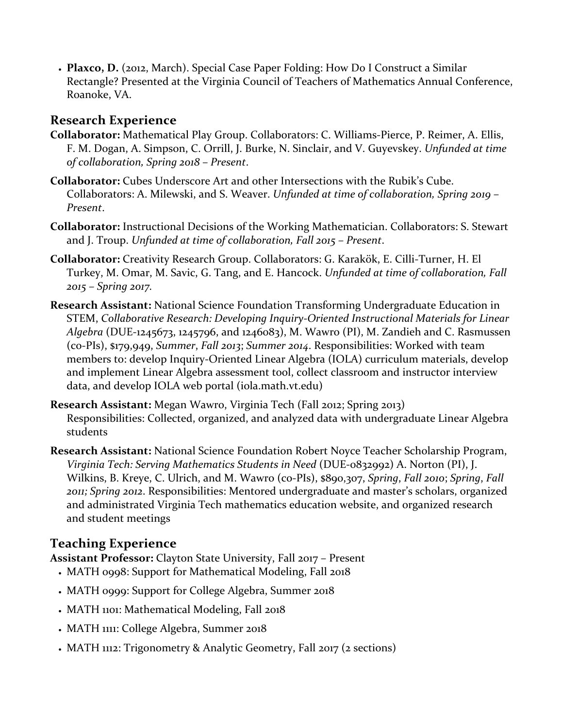- **Plaxco, D.** (2012, March). Special Case Paper Folding: How Do I Construct a Similar Rectangle? Presented at the Virginia Council of Teachers of Mathematics Annual Conference, Roanoke, VA.

## Research Experience

**Collaborator:** Mathematical Play Group. Collaborators: C. Williams-Pierce, P. Reimer, A. Ellis, F. M. Dogan, A. Simpson, C. Orrill, J. Burke, N. Sinclair, and V. Guyevskey. *Unfunded at time of collaboration, Spring 2018 – Present*.

**Collaborator:** Cubes Underscore Art and other Intersections with the Rubik's Cube. Collaborators: A. Milewski, and S. Weaver. *Unfunded at time of collaboration, Spring 2019 – Present*.

**Collaborator:** Instructional Decisions of the Working Mathematician. Collaborators: S. Stewart and J. Troup. *Unfunded at time of collaboration, Fall 2015 – Present*.

**Collaborator:** Creativity Research Group. Collaborators: G. Karakök, E. Cilli-Turner, H. El Turkey, M. Omar, M. Savic, G. Tang, and E. Hancock. *Unfunded at time of collaboration, Fall 2015 – Spring 2017.*

**Research Assistant:** National Science Foundation Transforming Undergraduate Education in STEM, *Collaborative Research: Developing Inquiry-Oriented Instructional Materials for Linear Algebra* (DUE-1245673, 1245796, and 1246083), M. Wawro (PI), M. Zandieh and C. Rasmussen (co-PIs), $179,949, *Summer*, *Fall 2013*; *Summer 2014*. Responsibilities: Worked with team members to: develop Inquiry-Oriented Linear Algebra (IOLA) curriculum materials, develop and implement Linear Algebra assessment tool, collect classroom and instructor interview data, and develop IOLA web portal (iola.math.vt.edu)

**Research Assistant:** Megan Wawro, Virginia Tech (Fall 2012; Spring 2013)
Responsibilities: Collected, organized, and analyzed data with undergraduate Linear Algebra students

**Research Assistant:** National Science Foundation Robert Noyce Teacher Scholarship Program, *Virginia Tech: Serving Mathematics Students in Need* (DUE-0832992) A. Norton (PI), J. Wilkins, B. Kreye, C. Ulrich, and M. Wawro (co-PIs), $890,307, *Spring*, *Fall 2010*; *Spring*, *Fall 2011; Spring 2012*. Responsibilities: Mentored undergraduate and master's scholars, organized and administrated Virginia Tech mathematics education website, and organized research and student meetings

## Teaching Experience

**Assistant Professor:** Clayton State University, Fall 2017 – Present

- MATH 0998: Support for Mathematical Modeling, Fall 2018
- MATH 0999: Support for College Algebra, Summer 2018
- MATH 1101: Mathematical Modeling, Fall 2018
- MATH 1111: College Algebra, Summer 2018
- MATH 1112: Trigonometry & Analytic Geometry, Fall 2017 (2 sections)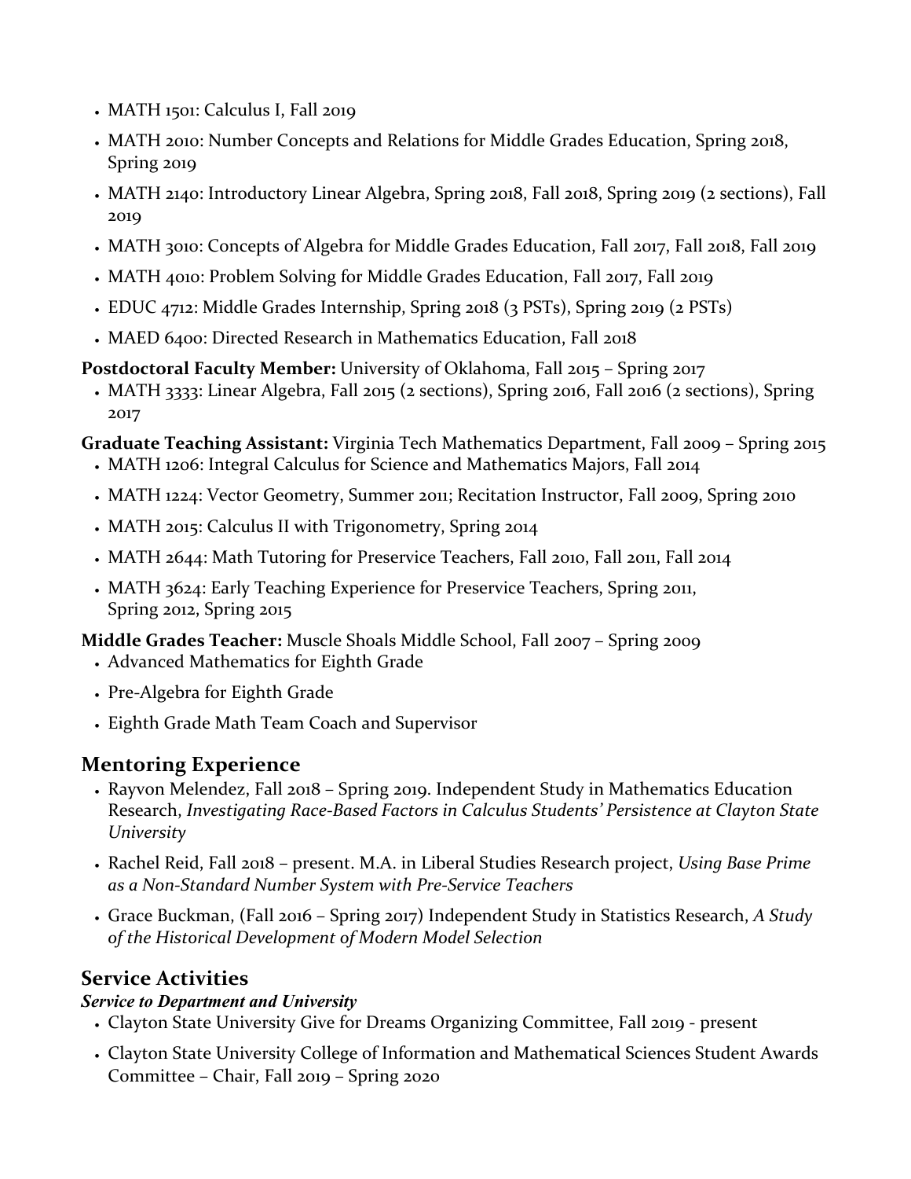- MATH 1501: Calculus I, Fall 2019
- MATH 2010: Number Concepts and Relations for Middle Grades Education, Spring 2018, Spring 2019
- MATH 2140: Introductory Linear Algebra, Spring 2018, Fall 2018, Spring 2019 (2 sections), Fall 2019
- MATH 3010: Concepts of Algebra for Middle Grades Education, Fall 2017, Fall 2018, Fall 2019
- MATH 4010: Problem Solving for Middle Grades Education, Fall 2017, Fall 2019
- EDUC 4712: Middle Grades Internship, Spring 2018 (3 PSTs), Spring 2019 (2 PSTs)
- MAED 6400: Directed Research in Mathematics Education, Fall 2018

**Postdoctoral Faculty Member:** University of Oklahoma, Fall 2015 – Spring 2017

- MATH 3333: Linear Algebra, Fall 2015 (2 sections), Spring 2016, Fall 2016 (2 sections), Spring 2017

**Graduate Teaching Assistant:** Virginia Tech Mathematics Department, Fall 2009 – Spring 2015

- MATH 1206: Integral Calculus for Science and Mathematics Majors, Fall 2014
- MATH 1224: Vector Geometry, Summer 2011; Recitation Instructor, Fall 2009, Spring 2010
- MATH 2015: Calculus II with Trigonometry, Spring 2014
- MATH 2644: Math Tutoring for Preservice Teachers, Fall 2010, Fall 2011, Fall 2014
- MATH 3624: Early Teaching Experience for Preservice Teachers, Spring 2011, Spring 2012, Spring 2015

**Middle Grades Teacher:** Muscle Shoals Middle School, Fall 2007 – Spring 2009

- Advanced Mathematics for Eighth Grade
- Pre-Algebra for Eighth Grade
- Eighth Grade Math Team Coach and Supervisor

## Mentoring Experience

- Rayvon Melendez, Fall 2018 – Spring 2019. Independent Study in Mathematics Education Research, *Investigating Race-Based Factors in Calculus Students' Persistence at Clayton State University*
- Rachel Reid, Fall 2018 – present. M.A. in Liberal Studies Research project, *Using Base Prime as a Non-Standard Number System with Pre-Service Teachers*
- Grace Buckman, (Fall 2016 – Spring 2017) Independent Study in Statistics Research, *A Study of the Historical Development of Modern Model Selection*

## Service Activities

***Service to Department and University***

- Clayton State University Give for Dreams Organizing Committee, Fall 2019 - present
- Clayton State University College of Information and Mathematical Sciences Student Awards Committee – Chair, Fall 2019 – Spring 2020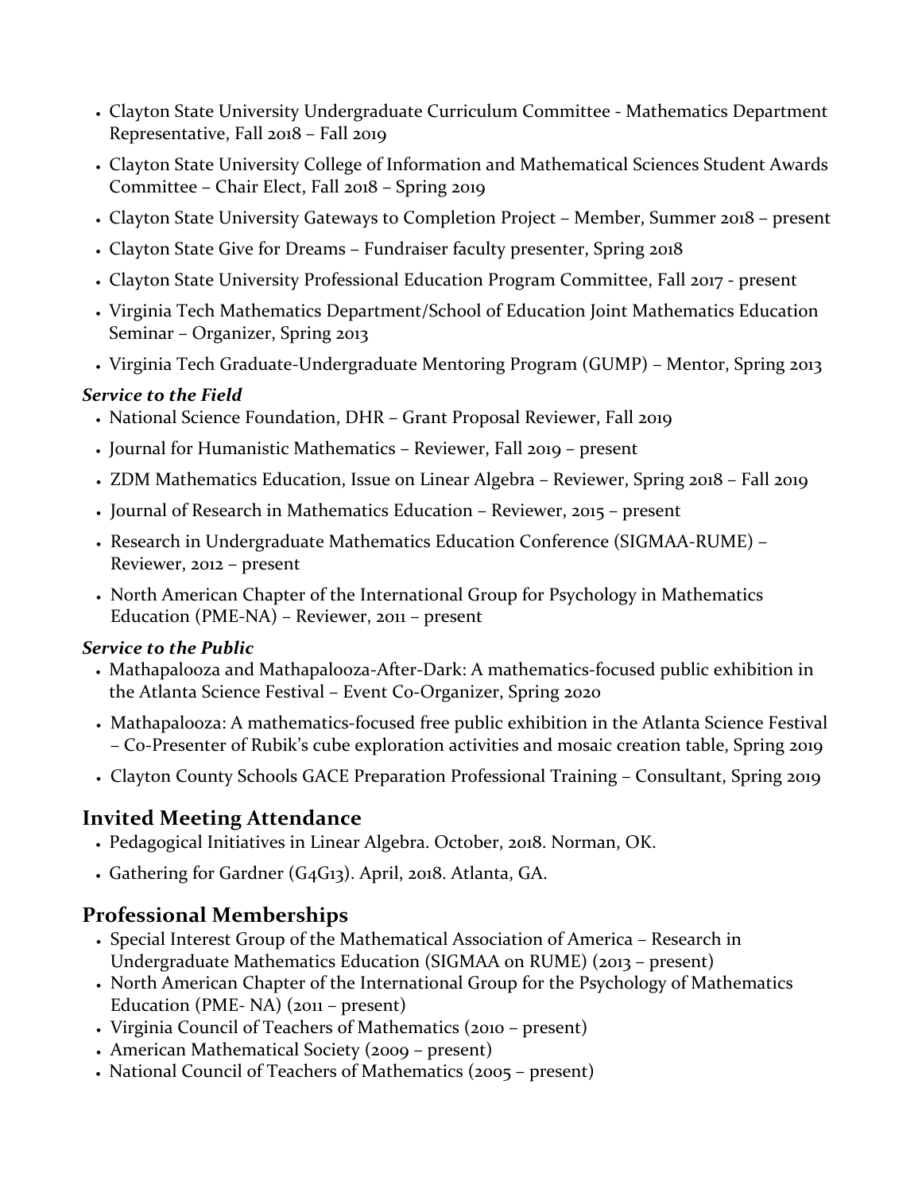- Clayton State University Undergraduate Curriculum Committee - Mathematics Department Representative, Fall 2018 – Fall 2019
- Clayton State University College of Information and Mathematical Sciences Student Awards Committee – Chair Elect, Fall 2018 – Spring 2019
- Clayton State University Gateways to Completion Project – Member, Summer 2018 – present
- Clayton State Give for Dreams – Fundraiser faculty presenter, Spring 2018
- Clayton State University Professional Education Program Committee, Fall 2017 - present
- Virginia Tech Mathematics Department/School of Education Joint Mathematics Education Seminar – Organizer, Spring 2013
- Virginia Tech Graduate-Undergraduate Mentoring Program (GUMP) – Mentor, Spring 2013

***Service to the Field***

- National Science Foundation, DHR – Grant Proposal Reviewer, Fall 2019
- Journal for Humanistic Mathematics – Reviewer, Fall 2019 – present
- ZDM Mathematics Education, Issue on Linear Algebra – Reviewer, Spring 2018 – Fall 2019
- Journal of Research in Mathematics Education – Reviewer, 2015 – present
- Research in Undergraduate Mathematics Education Conference (SIGMAA-RUME) – Reviewer, 2012 – present
- North American Chapter of the International Group for Psychology in Mathematics Education (PME-NA) – Reviewer, 2011 – present

***Service to the Public***

- Mathapalooza and Mathapalooza-After-Dark: A mathematics-focused public exhibition in the Atlanta Science Festival – Event Co-Organizer, Spring 2020
- Mathapalooza: A mathematics-focused free public exhibition in the Atlanta Science Festival – Co-Presenter of Rubik's cube exploration activities and mosaic creation table, Spring 2019
- Clayton County Schools GACE Preparation Professional Training – Consultant, Spring 2019

## Invited Meeting Attendance

- Pedagogical Initiatives in Linear Algebra. October, 2018. Norman, OK.
- Gathering for Gardner (G4G13). April, 2018. Atlanta, GA.

## Professional Memberships

- Special Interest Group of the Mathematical Association of America – Research in Undergraduate Mathematics Education (SIGMAA on RUME) (2013 – present)
- North American Chapter of the International Group for the Psychology of Mathematics Education (PME- NA) (2011 – present)
- Virginia Council of Teachers of Mathematics (2010 – present)
- American Mathematical Society (2009 – present)
- National Council of Teachers of Mathematics (2005 – present)